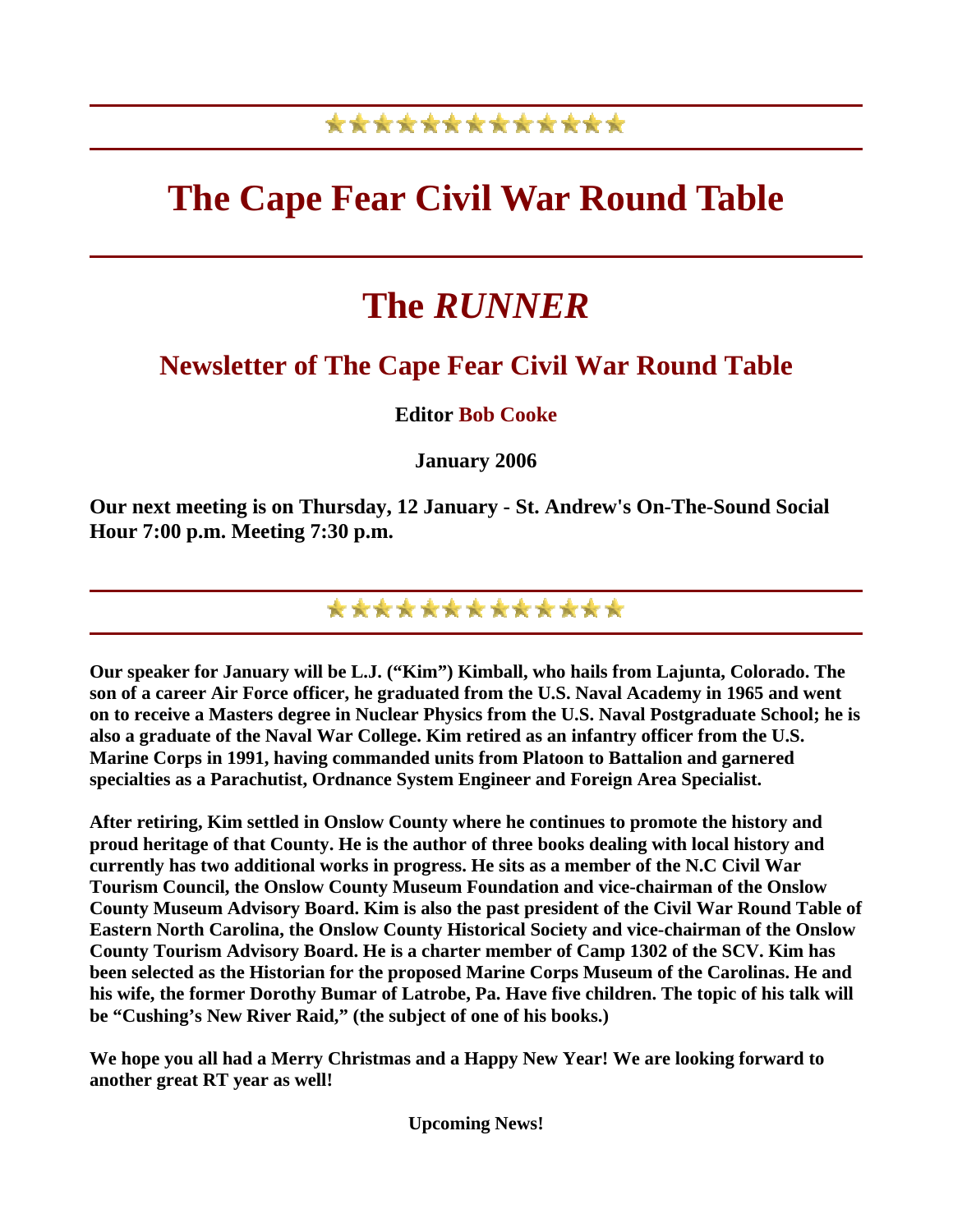# The Cape Fear Civil War Round Table

# The *RUNNER*

## Newsletter of The Cape Fear Civil War Round Table

**Editor Bob Cooke**

**January 2006**

**Our next meeting is on Thursday, 12 January - St. Andrew's On-The-Sound Social Hour 7:00 p.m. Meeting 7:30 p.m.**

**Our speaker for January will be L.J. ("Kim") Kimball, who hails from Lajunta, Colorado. The son of a career Air Force officer, he graduated from the U.S. Naval Academy in 1965 and went on to receive a Masters degree in Nuclear Physics from the U.S. Naval Postgraduate School; he is also a graduate of the Naval War College. Kim retired as an infantry officer from the U.S. Marine Corps in 1991, having commanded units from Platoon to Battalion and garnered specialties as a Parachutist, Ordnance System Engineer and Foreign Area Specialist.**

**After retiring, Kim settled in Onslow County where he continues to promote the history and proud heritage of that County. He is the author of three books dealing with local history and currently has two additional works in progress. He sits as a member of the N.C Civil War Tourism Council, the Onslow County Museum Foundation and vice-chairman of the Onslow County Museum Advisory Board. Kim is also the past president of the Civil War Round Table of Eastern North Carolina, the Onslow County Historical Society and vice-chairman of the Onslow County Tourism Advisory Board. He is a charter member of Camp 1302 of the SCV. Kim has been selected as the Historian for the proposed Marine Corps Museum of the Carolinas. He and his wife, the former Dorothy Bumar of Latrobe, Pa. Have five children. The topic of his talk will be "Cushing's New River Raid," (the subject of one of his books.)**

**We hope you all had a Merry Christmas and a Happy New Year! We are looking forward to another great RT year as well!**

**Upcoming News!**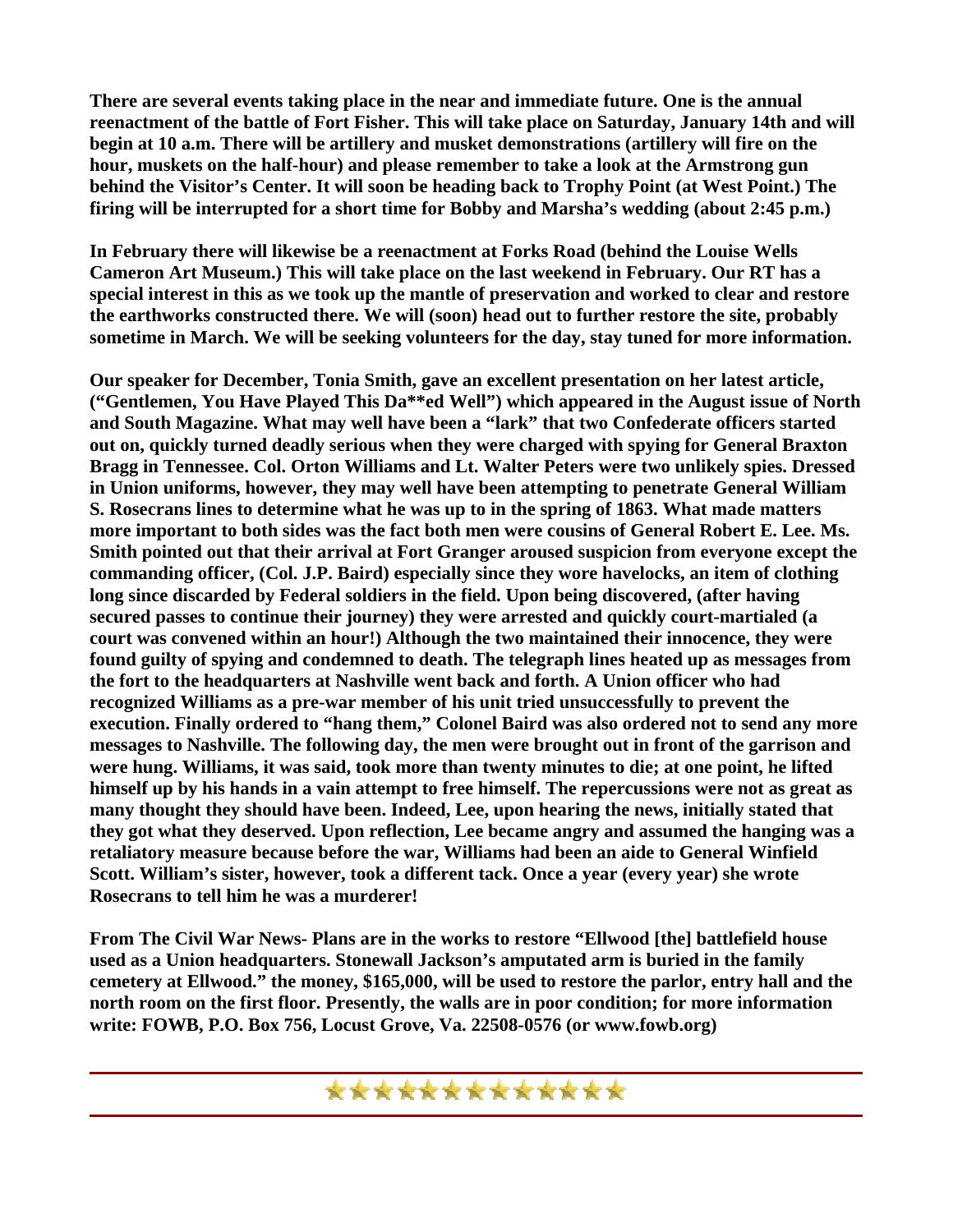**There are several events taking place in the near and immediate future. One is the annual reenactment of the battle of Fort Fisher. This will take place on Saturday, January 14th and will begin at 10 a.m. There will be artillery and musket demonstrations (artillery will fire on the hour, muskets on the half-hour) and please remember to take a look at the Armstrong gun behind the Visitor's Center. It will soon be heading back to Trophy Point (at West Point.) The firing will be interrupted for a short time for Bobby and Marsha's wedding (about 2:45 p.m.)**

**In February there will likewise be a reenactment at Forks Road (behind the Louise Wells Cameron Art Museum.) This will take place on the last weekend in February. Our RT has a special interest in this as we took up the mantle of preservation and worked to clear and restore the earthworks constructed there. We will (soon) head out to further restore the site, probably sometime in March. We will be seeking volunteers for the day, stay tuned for more information.**

**Our speaker for December, Tonia Smith, gave an excellent presentation on her latest article, ("Gentlemen, You Have Played This Da**ed Well") which appeared in the August issue of North and South Magazine. What may well have been a "lark" that two Confederate officers started out on, quickly turned deadly serious when they were charged with spying for General Braxton Bragg in Tennessee. Col. Orton Williams and Lt. Walter Peters were two unlikely spies. Dressed in Union uniforms, however, they may well have been attempting to penetrate General William S. Rosecrans lines to determine what he was up to in the spring of 1863. What made matters more important to both sides was the fact both men were cousins of General Robert E. Lee. Ms. Smith pointed out that their arrival at Fort Granger aroused suspicion from everyone except the commanding officer, (Col. J.P. Baird) especially since they wore havelocks, an item of clothing long since discarded by Federal soldiers in the field. Upon being discovered, (after having secured passes to continue their journey) they were arrested and quickly court-martialed (a court was convened within an hour!) Although the two maintained their innocence, they were found guilty of spying and condemned to death. The telegraph lines heated up as messages from the fort to the headquarters at Nashville went back and forth. A Union officer who had recognized Williams as a pre-war member of his unit tried unsuccessfully to prevent the execution. Finally ordered to "hang them," Colonel Baird was also ordered not to send any more messages to Nashville. The following day, the men were brought out in front of the garrison and were hung. Williams, it was said, took more than twenty minutes to die; at one point, he lifted himself up by his hands in a vain attempt to free himself. The repercussions were not as great as many thought they should have been. Indeed, Lee, upon hearing the news, initially stated that they got what they deserved. Upon reflection, Lee became angry and assumed the hanging was a retaliatory measure because before the war, Williams had been an aide to General Winfield Scott. William's sister, however, took a different tack. Once a year (every year) she wrote Rosecrans to tell him he was a murderer!**

**From The Civil War News- Plans are in the works to restore "Ellwood [the] battlefield house used as a Union headquarters. Stonewall Jackson's amputated arm is buried in the family cemetery at Ellwood." the money, $165,000, will be used to restore the parlor, entry hall and the north room on the first floor. Presently, the walls are in poor condition; for more information write: FOWB, P.O. Box 756, Locust Grove, Va. 22508-0576 (or www.fowb.org)**

---

★★★★★★★★★★★★★

---